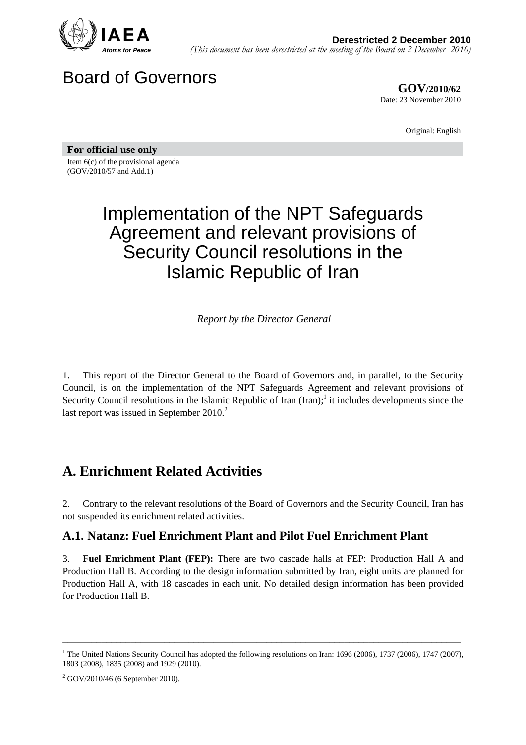IAEA
*Atoms for Peace*

**Derestricted 2 December 2010**
*(This document has been derestricted at the meeting of the Board on 2 December 2010)*

# Board of Governors

**GOV/2010/62**
Date: 23 November 2010

Original: English

**For official use only**
Item 6(c) of the provisional agenda
(GOV/2010/57 and Add.1)

# Implementation of the NPT Safeguards Agreement and relevant provisions of Security Council resolutions in the Islamic Republic of Iran

*Report by the Director General*

1. This report of the Director General to the Board of Governors and, in parallel, to the Security Council, is on the implementation of the NPT Safeguards Agreement and relevant provisions of Security Council resolutions in the Islamic Republic of Iran (Iran);[1] it includes developments since the last report was issued in September 2010.[2]

## A. Enrichment Related Activities

2. Contrary to the relevant resolutions of the Board of Governors and the Security Council, Iran has not suspended its enrichment related activities.

### A.1. Natanz: Fuel Enrichment Plant and Pilot Fuel Enrichment Plant

3. **Fuel Enrichment Plant (FEP):** There are two cascade halls at FEP: Production Hall A and Production Hall B. According to the design information submitted by Iran, eight units are planned for Production Hall A, with 18 cascades in each unit. No detailed design information has been provided for Production Hall B.

---

[1] The United Nations Security Council has adopted the following resolutions on Iran: 1696 (2006), 1737 (2006), 1747 (2007), 1803 (2008), 1835 (2008) and 1929 (2010).

[2] GOV/2010/46 (6 September 2010).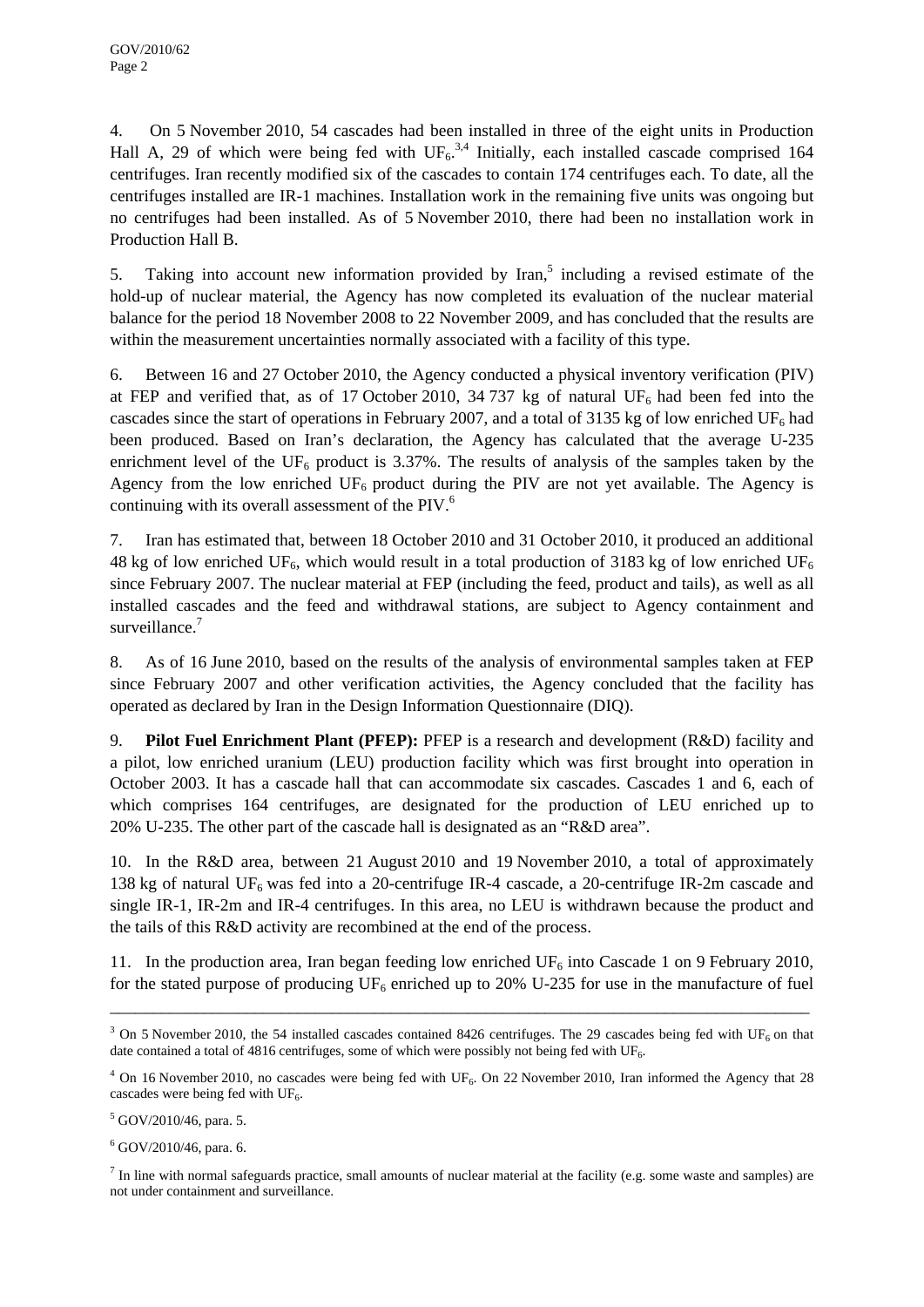4. On 5 November 2010, 54 cascades had been installed in three of the eight units in Production Hall A, 29 of which were being fed with $UF_6$.[3,4] Initially, each installed cascade comprised 164 centrifuges. Iran recently modified six of the cascades to contain 174 centrifuges each. To date, all the centrifuges installed are IR-1 machines. Installation work in the remaining five units was ongoing but no centrifuges had been installed. As of 5 November 2010, there had been no installation work in Production Hall B.

5. Taking into account new information provided by Iran,[5] including a revised estimate of the hold-up of nuclear material, the Agency has now completed its evaluation of the nuclear material balance for the period 18 November 2008 to 22 November 2009, and has concluded that the results are within the measurement uncertainties normally associated with a facility of this type.

6. Between 16 and 27 October 2010, the Agency conducted a physical inventory verification (PIV) at FEP and verified that, as of 17 October 2010, 34 737 kg of natural $UF_6$ had been fed into the cascades since the start of operations in February 2007, and a total of 3135 kg of low enriched $UF_6$ had been produced. Based on Iran's declaration, the Agency has calculated that the average U-235 enrichment level of the $UF_6$ product is 3.37%. The results of analysis of the samples taken by the Agency from the low enriched $UF_6$ product during the PIV are not yet available. The Agency is continuing with its overall assessment of the PIV.[6]

7. Iran has estimated that, between 18 October 2010 and 31 October 2010, it produced an additional 48 kg of low enriched $UF_6$, which would result in a total production of 3183 kg of low enriched $UF_6$ since February 2007. The nuclear material at FEP (including the feed, product and tails), as well as all installed cascades and the feed and withdrawal stations, are subject to Agency containment and surveillance.[7]

8. As of 16 June 2010, based on the results of the analysis of environmental samples taken at FEP since February 2007 and other verification activities, the Agency concluded that the facility has operated as declared by Iran in the Design Information Questionnaire (DIQ).

9. **Pilot Fuel Enrichment Plant (PFEP):** PFEP is a research and development (R&D) facility and a pilot, low enriched uranium (LEU) production facility which was first brought into operation in October 2003. It has a cascade hall that can accommodate six cascades. Cascades 1 and 6, each of which comprises 164 centrifuges, are designated for the production of LEU enriched up to 20% U-235. The other part of the cascade hall is designated as an "R&D area".

10. In the R&D area, between 21 August 2010 and 19 November 2010, a total of approximately 138 kg of natural $UF_6$ was fed into a 20-centrifuge IR-4 cascade, a 20-centrifuge IR-2m cascade and single IR-1, IR-2m and IR-4 centrifuges. In this area, no LEU is withdrawn because the product and the tails of this R&D activity are recombined at the end of the process.

11. In the production area, Iran began feeding low enriched $UF_6$ into Cascade 1 on 9 February 2010, for the stated purpose of producing $UF_6$ enriched up to 20% U-235 for use in the manufacture of fuel

---

[3] On 5 November 2010, the 54 installed cascades contained 8426 centrifuges. The 29 cascades being fed with $UF_6$ on that date contained a total of 4816 centrifuges, some of which were possibly not being fed with $UF_6$.

[4] On 16 November 2010, no cascades were being fed with $UF_6$. On 22 November 2010, Iran informed the Agency that 28 cascades were being fed with $UF_6$.

[5] GOV/2010/46, para. 5.

[6] GOV/2010/46, para. 6.

[7] In line with normal safeguards practice, small amounts of nuclear material at the facility (e.g. some waste and samples) are not under containment and surveillance.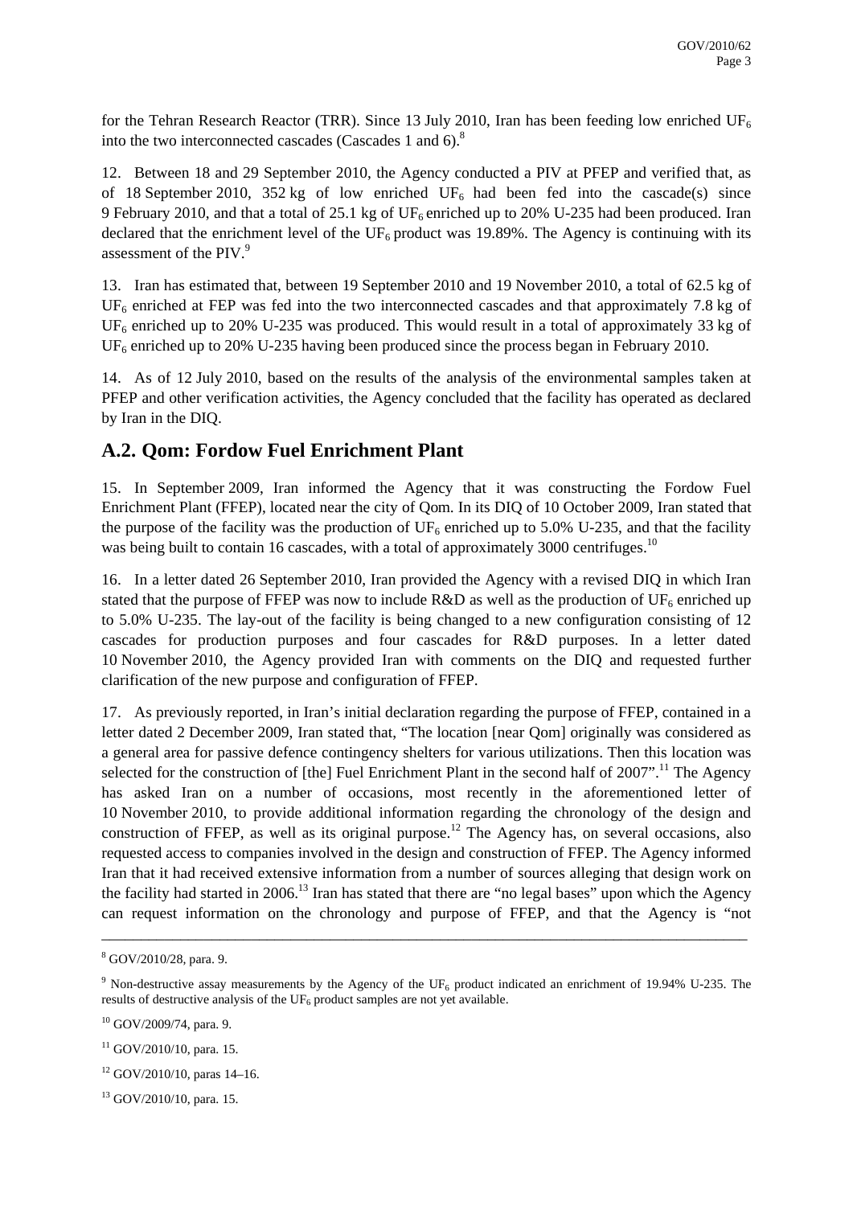for the Tehran Research Reactor (TRR). Since 13 July 2010, Iran has been feeding low enriched $UF_6$ into the two interconnected cascades (Cascades 1 and 6).[8]

12. Between 18 and 29 September 2010, the Agency conducted a PIV at PFEP and verified that, as of 18 September 2010, 352 kg of low enriched $UF_6$ had been fed into the cascade(s) since 9 February 2010, and that a total of 25.1 kg of $UF_6$ enriched up to 20% U-235 had been produced. Iran declared that the enrichment level of the $UF_6$ product was 19.89%. The Agency is continuing with its assessment of the PIV.[9]

13. Iran has estimated that, between 19 September 2010 and 19 November 2010, a total of 62.5 kg of $UF_6$ enriched at FEP was fed into the two interconnected cascades and that approximately 7.8 kg of $UF_6$ enriched up to 20% U-235 was produced. This would result in a total of approximately 33 kg of $UF_6$ enriched up to 20% U-235 having been produced since the process began in February 2010.

14. As of 12 July 2010, based on the results of the analysis of the environmental samples taken at PFEP and other verification activities, the Agency concluded that the facility has operated as declared by Iran in the DIQ.

## A.2. Qom: Fordow Fuel Enrichment Plant

15. In September 2009, Iran informed the Agency that it was constructing the Fordow Fuel Enrichment Plant (FFEP), located near the city of Qom. In its DIQ of 10 October 2009, Iran stated that the purpose of the facility was the production of $UF_6$ enriched up to 5.0% U-235, and that the facility was being built to contain 16 cascades, with a total of approximately 3000 centrifuges.[10]

16. In a letter dated 26 September 2010, Iran provided the Agency with a revised DIQ in which Iran stated that the purpose of FFEP was now to include R&D as well as the production of $UF_6$ enriched up to 5.0% U-235. The lay-out of the facility is being changed to a new configuration consisting of 12 cascades for production purposes and four cascades for R&D purposes. In a letter dated 10 November 2010, the Agency provided Iran with comments on the DIQ and requested further clarification of the new purpose and configuration of FFEP.

17. As previously reported, in Iran's initial declaration regarding the purpose of FFEP, contained in a letter dated 2 December 2009, Iran stated that, "The location [near Qom] originally was considered as a general area for passive defence contingency shelters for various utilizations. Then this location was selected for the construction of [the] Fuel Enrichment Plant in the second half of 2007".[11] The Agency has asked Iran on a number of occasions, most recently in the aforementioned letter of 10 November 2010, to provide additional information regarding the chronology of the design and construction of FFEP, as well as its original purpose.[12] The Agency has, on several occasions, also requested access to companies involved in the design and construction of FFEP. The Agency informed Iran that it had received extensive information from a number of sources alleging that design work on the facility had started in 2006.[13] Iran has stated that there are "no legal bases" upon which the Agency can request information on the chronology and purpose of FFEP, and that the Agency is "not

---

[8] GOV/2010/28, para. 9.

[9] Non-destructive assay measurements by the Agency of the $UF_6$ product indicated an enrichment of 19.94% U-235. The results of destructive analysis of the $UF_6$ product samples are not yet available.

[10] GOV/2009/74, para. 9.

[11] GOV/2010/10, para. 15.

[12] GOV/2010/10, paras 14–16.

[13] GOV/2010/10, para. 15.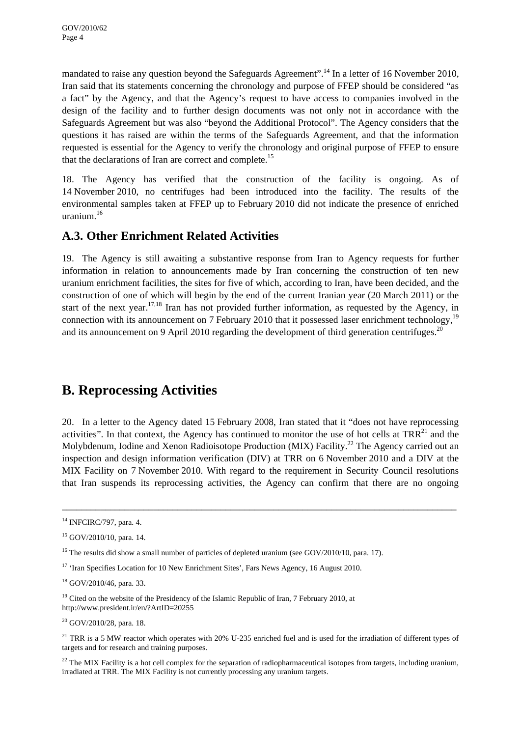mandated to raise any question beyond the Safeguards Agreement".[14] In a letter of 16 November 2010, Iran said that its statements concerning the chronology and purpose of FFEP should be considered "as a fact" by the Agency, and that the Agency's request to have access to companies involved in the design of the facility and to further design documents was not only not in accordance with the Safeguards Agreement but was also "beyond the Additional Protocol". The Agency considers that the questions it has raised are within the terms of the Safeguards Agreement, and that the information requested is essential for the Agency to verify the chronology and original purpose of FFEP to ensure that the declarations of Iran are correct and complete.[15]

18. The Agency has verified that the construction of the facility is ongoing. As of 14 November 2010, no centrifuges had been introduced into the facility. The results of the environmental samples taken at FFEP up to February 2010 did not indicate the presence of enriched uranium.[16]

## A.3. Other Enrichment Related Activities

19. The Agency is still awaiting a substantive response from Iran to Agency requests for further information in relation to announcements made by Iran concerning the construction of ten new uranium enrichment facilities, the sites for five of which, according to Iran, have been decided, and the construction of one of which will begin by the end of the current Iranian year (20 March 2011) or the start of the next year.[17,18] Iran has not provided further information, as requested by the Agency, in connection with its announcement on 7 February 2010 that it possessed laser enrichment technology,[19] and its announcement on 9 April 2010 regarding the development of third generation centrifuges.[20]

# B. Reprocessing Activities

20. In a letter to the Agency dated 15 February 2008, Iran stated that it "does not have reprocessing activities". In that context, the Agency has continued to monitor the use of hot cells at TRR[21] and the Molybdenum, Iodine and Xenon Radioisotope Production (MIX) Facility.[22] The Agency carried out an inspection and design information verification (DIV) at TRR on 6 November 2010 and a DIV at the MIX Facility on 7 November 2010. With regard to the requirement in Security Council resolutions that Iran suspends its reprocessing activities, the Agency can confirm that there are no ongoing

---

[14] INFCIRC/797, para. 4.

[15] GOV/2010/10, para. 14.

[16] The results did show a small number of particles of depleted uranium (see GOV/2010/10, para. 17).

[17] 'Iran Specifies Location for 10 New Enrichment Sites', Fars News Agency, 16 August 2010.

[18] GOV/2010/46, para. 33.

[19] Cited on the website of the Presidency of the Islamic Republic of Iran, 7 February 2010, at http://www.president.ir/en/?ArtID=20255

[20] GOV/2010/28, para. 18.

[21] TRR is a 5 MW reactor which operates with 20% U-235 enriched fuel and is used for the irradiation of different types of targets and for research and training purposes.

[22] The MIX Facility is a hot cell complex for the separation of radiopharmaceutical isotopes from targets, including uranium, irradiated at TRR. The MIX Facility is not currently processing any uranium targets.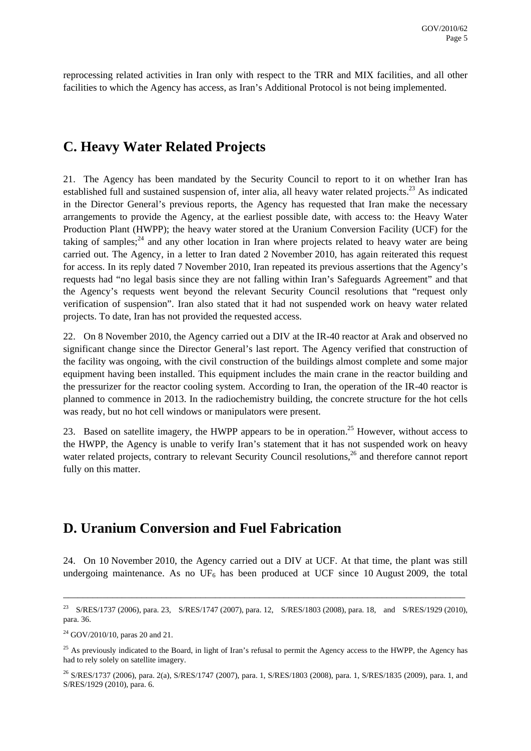reprocessing related activities in Iran only with respect to the TRR and MIX facilities, and all other facilities to which the Agency has access, as Iran's Additional Protocol is not being implemented.

## C. Heavy Water Related Projects

21. The Agency has been mandated by the Security Council to report to it on whether Iran has established full and sustained suspension of, inter alia, all heavy water related projects.[23] As indicated in the Director General's previous reports, the Agency has requested that Iran make the necessary arrangements to provide the Agency, at the earliest possible date, with access to: the Heavy Water Production Plant (HWPP); the heavy water stored at the Uranium Conversion Facility (UCF) for the taking of samples;[24] and any other location in Iran where projects related to heavy water are being carried out. The Agency, in a letter to Iran dated 2 November 2010, has again reiterated this request for access. In its reply dated 7 November 2010, Iran repeated its previous assertions that the Agency's requests had "no legal basis since they are not falling within Iran's Safeguards Agreement" and that the Agency's requests went beyond the relevant Security Council resolutions that "request only verification of suspension". Iran also stated that it had not suspended work on heavy water related projects. To date, Iran has not provided the requested access.

22. On 8 November 2010, the Agency carried out a DIV at the IR-40 reactor at Arak and observed no significant change since the Director General's last report. The Agency verified that construction of the facility was ongoing, with the civil construction of the buildings almost complete and some major equipment having been installed. This equipment includes the main crane in the reactor building and the pressurizer for the reactor cooling system. According to Iran, the operation of the IR-40 reactor is planned to commence in 2013. In the radiochemistry building, the concrete structure for the hot cells was ready, but no hot cell windows or manipulators were present.

23. Based on satellite imagery, the HWPP appears to be in operation.[25] However, without access to the HWPP, the Agency is unable to verify Iran's statement that it has not suspended work on heavy water related projects, contrary to relevant Security Council resolutions,[26] and therefore cannot report fully on this matter.

## D. Uranium Conversion and Fuel Fabrication

24. On 10 November 2010, the Agency carried out a DIV at UCF. At that time, the plant was still undergoing maintenance. As no $UF_6$ has been produced at UCF since 10 August 2009, the total

---

[23] S/RES/1737 (2006), para. 23, S/RES/1747 (2007), para. 12, S/RES/1803 (2008), para. 18, and S/RES/1929 (2010), para. 36.

[24] GOV/2010/10, paras 20 and 21.

[25] As previously indicated to the Board, in light of Iran's refusal to permit the Agency access to the HWPP, the Agency has had to rely solely on satellite imagery.

[26] S/RES/1737 (2006), para. 2(a), S/RES/1747 (2007), para. 1, S/RES/1803 (2008), para. 1, S/RES/1835 (2009), para. 1, and S/RES/1929 (2010), para. 6.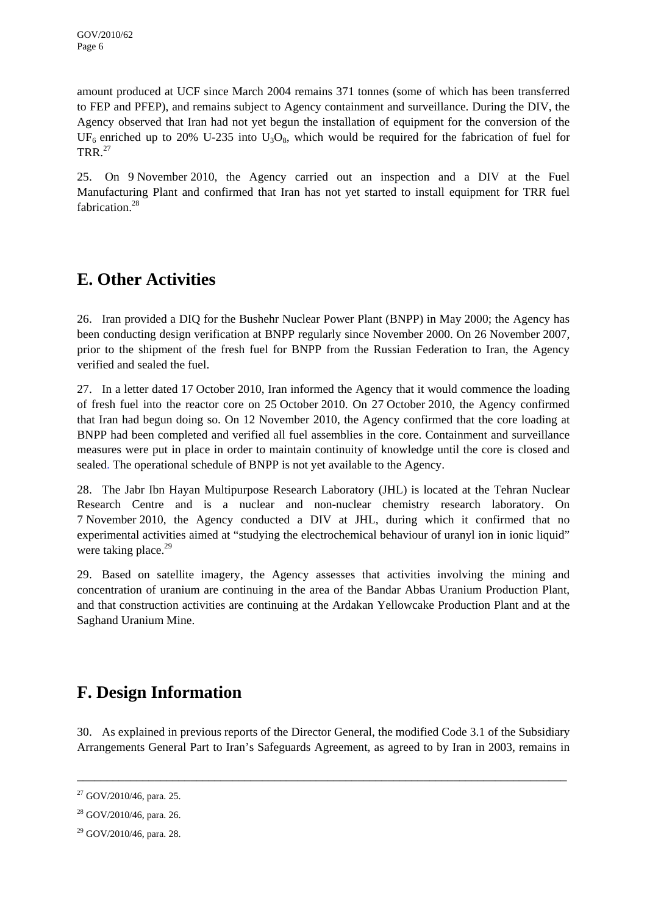amount produced at UCF since March 2004 remains 371 tonnes (some of which has been transferred to FEP and PFEP), and remains subject to Agency containment and surveillance. During the DIV, the Agency observed that Iran had not yet begun the installation of equipment for the conversion of the $UF_6$ enriched up to 20% U-235 into $U_3O_8$, which would be required for the fabrication of fuel for TRR.[27]

25. On 9 November 2010, the Agency carried out an inspection and a DIV at the Fuel Manufacturing Plant and confirmed that Iran has not yet started to install equipment for TRR fuel fabrication.[28]

## E. Other Activities

26. Iran provided a DIQ for the Bushehr Nuclear Power Plant (BNPP) in May 2000; the Agency has been conducting design verification at BNPP regularly since November 2000. On 26 November 2007, prior to the shipment of the fresh fuel for BNPP from the Russian Federation to Iran, the Agency verified and sealed the fuel.

27. In a letter dated 17 October 2010, Iran informed the Agency that it would commence the loading of fresh fuel into the reactor core on 25 October 2010. On 27 October 2010, the Agency confirmed that Iran had begun doing so. On 12 November 2010, the Agency confirmed that the core loading at BNPP had been completed and verified all fuel assemblies in the core. Containment and surveillance measures were put in place in order to maintain continuity of knowledge until the core is closed and sealed. The operational schedule of BNPP is not yet available to the Agency.

28. The Jabr Ibn Hayan Multipurpose Research Laboratory (JHL) is located at the Tehran Nuclear Research Centre and is a nuclear and non-nuclear chemistry research laboratory. On 7 November 2010, the Agency conducted a DIV at JHL, during which it confirmed that no experimental activities aimed at "studying the electrochemical behaviour of uranyl ion in ionic liquid" were taking place.[29]

29. Based on satellite imagery, the Agency assesses that activities involving the mining and concentration of uranium are continuing in the area of the Bandar Abbas Uranium Production Plant, and that construction activities are continuing at the Ardakan Yellowcake Production Plant and at the Saghand Uranium Mine.

## F. Design Information

30. As explained in previous reports of the Director General, the modified Code 3.1 of the Subsidiary Arrangements General Part to Iran's Safeguards Agreement, as agreed to by Iran in 2003, remains in

---

[27] GOV/2010/46, para. 25.

[28] GOV/2010/46, para. 26.

[29] GOV/2010/46, para. 28.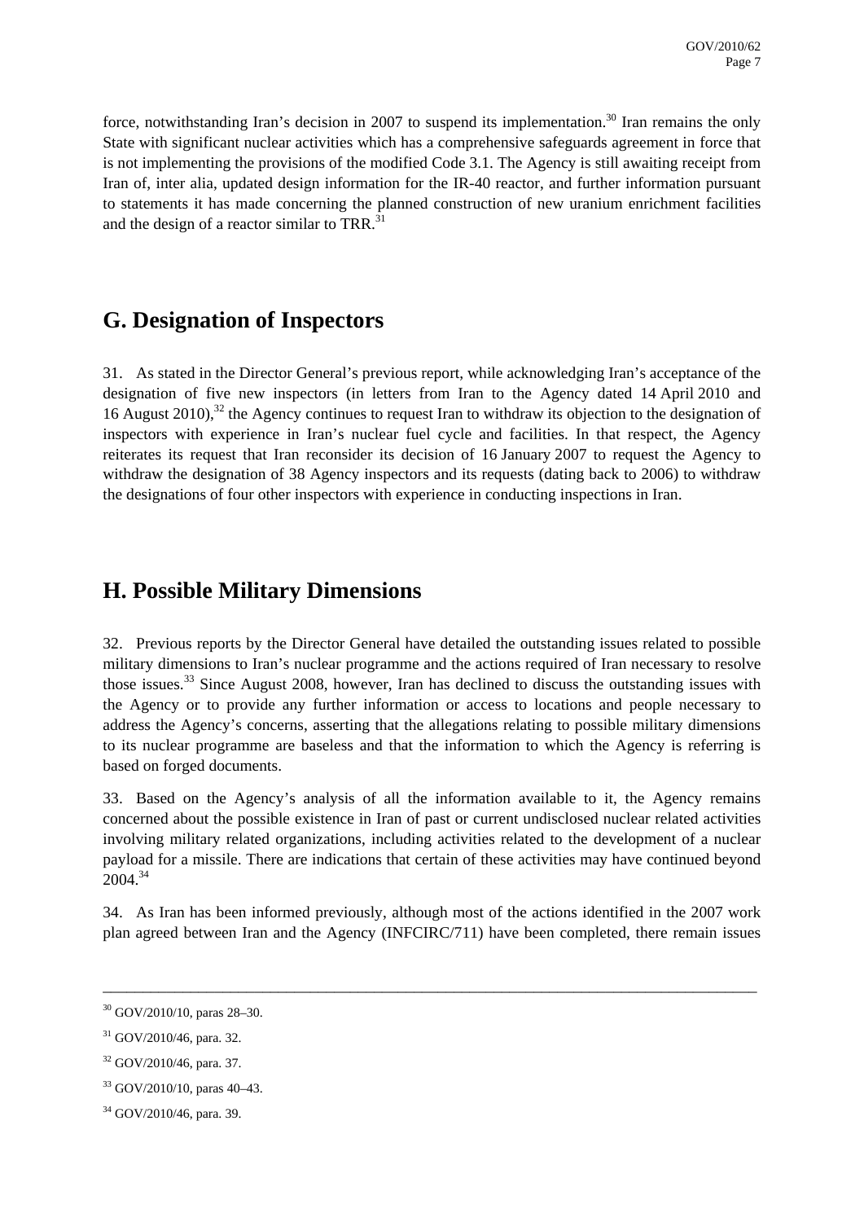force, notwithstanding Iran's decision in 2007 to suspend its implementation.[30] Iran remains the only State with significant nuclear activities which has a comprehensive safeguards agreement in force that is not implementing the provisions of the modified Code 3.1. The Agency is still awaiting receipt from Iran of, inter alia, updated design information for the IR-40 reactor, and further information pursuant to statements it has made concerning the planned construction of new uranium enrichment facilities and the design of a reactor similar to TRR.[31]

## G. Designation of Inspectors

31. As stated in the Director General's previous report, while acknowledging Iran's acceptance of the designation of five new inspectors (in letters from Iran to the Agency dated 14 April 2010 and 16 August 2010),[32] the Agency continues to request Iran to withdraw its objection to the designation of inspectors with experience in Iran's nuclear fuel cycle and facilities. In that respect, the Agency reiterates its request that Iran reconsider its decision of 16 January 2007 to request the Agency to withdraw the designation of 38 Agency inspectors and its requests (dating back to 2006) to withdraw the designations of four other inspectors with experience in conducting inspections in Iran.

## H. Possible Military Dimensions

32. Previous reports by the Director General have detailed the outstanding issues related to possible military dimensions to Iran's nuclear programme and the actions required of Iran necessary to resolve those issues.[33] Since August 2008, however, Iran has declined to discuss the outstanding issues with the Agency or to provide any further information or access to locations and people necessary to address the Agency's concerns, asserting that the allegations relating to possible military dimensions to its nuclear programme are baseless and that the information to which the Agency is referring is based on forged documents.

33. Based on the Agency's analysis of all the information available to it, the Agency remains concerned about the possible existence in Iran of past or current undisclosed nuclear related activities involving military related organizations, including activities related to the development of a nuclear payload for a missile. There are indications that certain of these activities may have continued beyond 2004.[34]

34. As Iran has been informed previously, although most of the actions identified in the 2007 work plan agreed between Iran and the Agency (INFCIRC/711) have been completed, there remain issues

---

[30] GOV/2010/10, paras 28–30.

[31] GOV/2010/46, para. 32.

[32] GOV/2010/46, para. 37.

[33] GOV/2010/10, paras 40–43.

[34] GOV/2010/46, para. 39.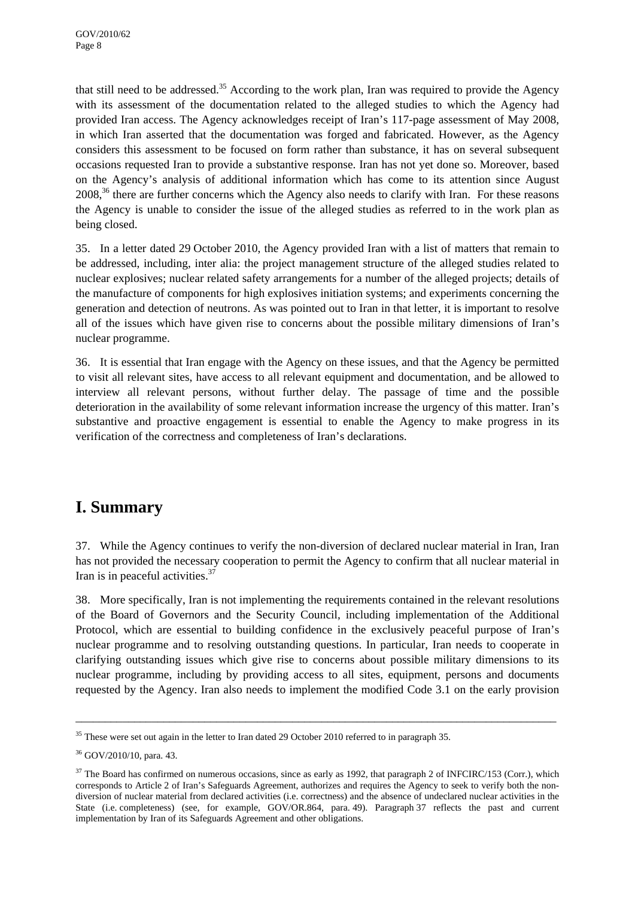that still need to be addressed.[35] According to the work plan, Iran was required to provide the Agency with its assessment of the documentation related to the alleged studies to which the Agency had provided Iran access. The Agency acknowledges receipt of Iran's 117-page assessment of May 2008, in which Iran asserted that the documentation was forged and fabricated. However, as the Agency considers this assessment to be focused on form rather than substance, it has on several subsequent occasions requested Iran to provide a substantive response. Iran has not yet done so. Moreover, based on the Agency's analysis of additional information which has come to its attention since August 2008,[36] there are further concerns which the Agency also needs to clarify with Iran. For these reasons the Agency is unable to consider the issue of the alleged studies as referred to in the work plan as being closed.

35. In a letter dated 29 October 2010, the Agency provided Iran with a list of matters that remain to be addressed, including, inter alia: the project management structure of the alleged studies related to nuclear explosives; nuclear related safety arrangements for a number of the alleged projects; details of the manufacture of components for high explosives initiation systems; and experiments concerning the generation and detection of neutrons. As was pointed out to Iran in that letter, it is important to resolve all of the issues which have given rise to concerns about the possible military dimensions of Iran's nuclear programme.

36. It is essential that Iran engage with the Agency on these issues, and that the Agency be permitted to visit all relevant sites, have access to all relevant equipment and documentation, and be allowed to interview all relevant persons, without further delay. The passage of time and the possible deterioration in the availability of some relevant information increase the urgency of this matter. Iran's substantive and proactive engagement is essential to enable the Agency to make progress in its verification of the correctness and completeness of Iran's declarations.

## I. Summary

37. While the Agency continues to verify the non-diversion of declared nuclear material in Iran, Iran has not provided the necessary cooperation to permit the Agency to confirm that all nuclear material in Iran is in peaceful activities.[37]

38. More specifically, Iran is not implementing the requirements contained in the relevant resolutions of the Board of Governors and the Security Council, including implementation of the Additional Protocol, which are essential to building confidence in the exclusively peaceful purpose of Iran's nuclear programme and to resolving outstanding questions. In particular, Iran needs to cooperate in clarifying outstanding issues which give rise to concerns about possible military dimensions to its nuclear programme, including by providing access to all sites, equipment, persons and documents requested by the Agency. Iran also needs to implement the modified Code 3.1 on the early provision

---

[35] These were set out again in the letter to Iran dated 29 October 2010 referred to in paragraph 35.

[36] GOV/2010/10, para. 43.

[37] The Board has confirmed on numerous occasions, since as early as 1992, that paragraph 2 of INFCIRC/153 (Corr.), which corresponds to Article 2 of Iran's Safeguards Agreement, authorizes and requires the Agency to seek to verify both the non-diversion of nuclear material from declared activities (i.e. correctness) and the absence of undeclared nuclear activities in the State (i.e. completeness) (see, for example, GOV/OR.864, para. 49). Paragraph 37 reflects the past and current implementation by Iran of its Safeguards Agreement and other obligations.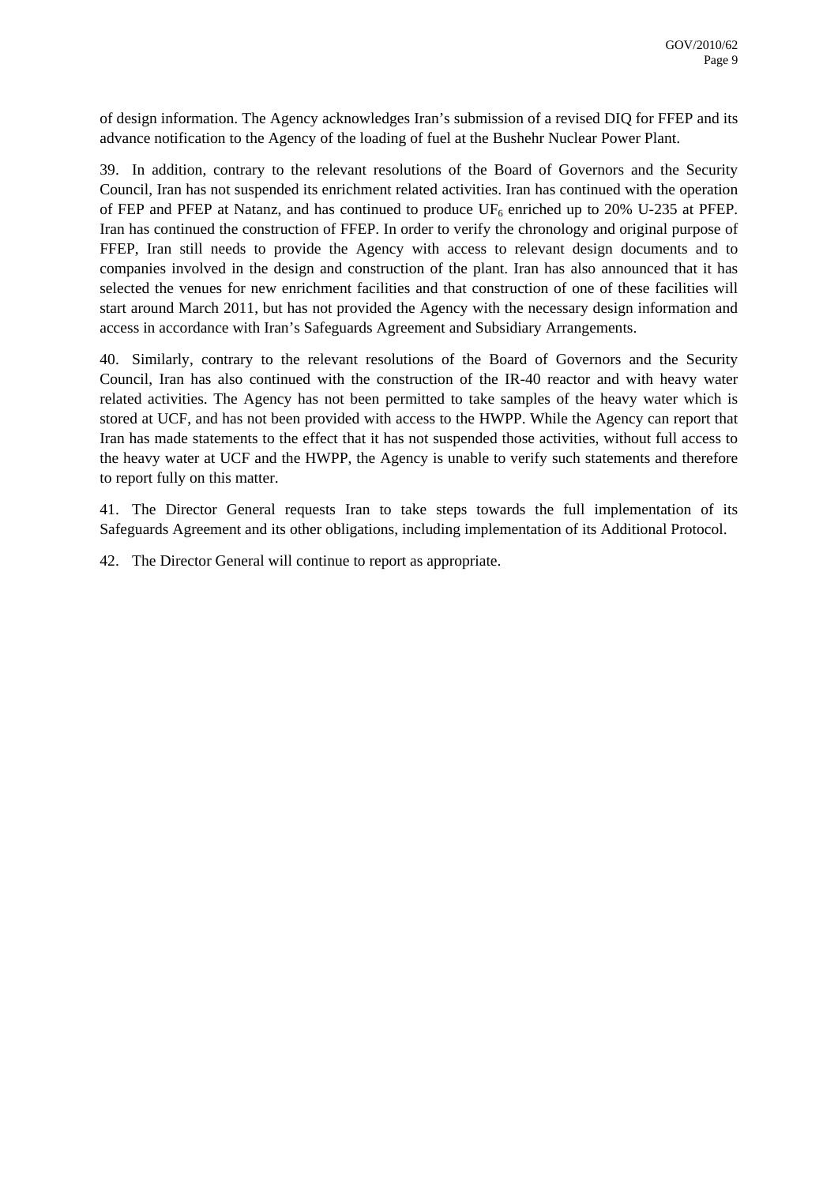of design information. The Agency acknowledges Iran's submission of a revised DIQ for FFEP and its advance notification to the Agency of the loading of fuel at the Bushehr Nuclear Power Plant.

39. In addition, contrary to the relevant resolutions of the Board of Governors and the Security Council, Iran has not suspended its enrichment related activities. Iran has continued with the operation of FEP and PFEP at Natanz, and has continued to produce $UF_6$ enriched up to 20% U-235 at PFEP. Iran has continued the construction of FFEP. In order to verify the chronology and original purpose of FFEP, Iran still needs to provide the Agency with access to relevant design documents and to companies involved in the design and construction of the plant. Iran has also announced that it has selected the venues for new enrichment facilities and that construction of one of these facilities will start around March 2011, but has not provided the Agency with the necessary design information and access in accordance with Iran's Safeguards Agreement and Subsidiary Arrangements.

40. Similarly, contrary to the relevant resolutions of the Board of Governors and the Security Council, Iran has also continued with the construction of the IR-40 reactor and with heavy water related activities. The Agency has not been permitted to take samples of the heavy water which is stored at UCF, and has not been provided with access to the HWPP. While the Agency can report that Iran has made statements to the effect that it has not suspended those activities, without full access to the heavy water at UCF and the HWPP, the Agency is unable to verify such statements and therefore to report fully on this matter.

41. The Director General requests Iran to take steps towards the full implementation of its Safeguards Agreement and its other obligations, including implementation of its Additional Protocol.

42. The Director General will continue to report as appropriate.